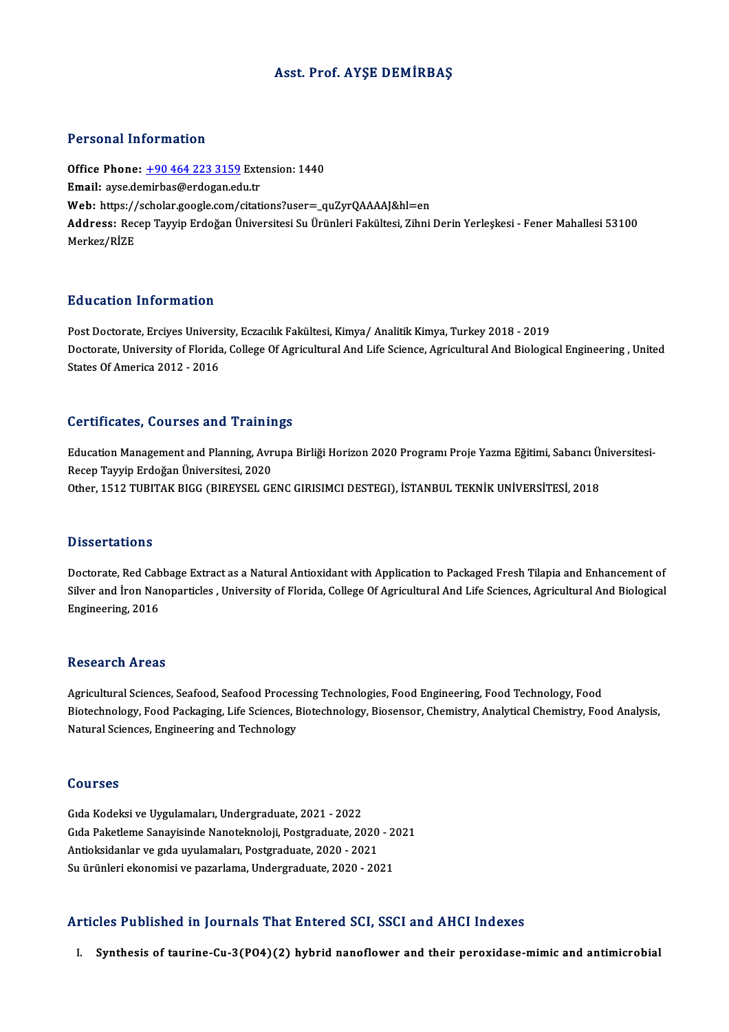# Asst. Prof. AYŞE DEMİRBAŞ

## Personal Information

**Office Phone:** +90 464 223 3159 Extension: 1440
**Email:** ayse.demirbas@erdogan.edu.tr
**Web:** https://scholar.google.com/citations?user=_quZyrQAAAAJ&hl=en
**Address:** Recep Tayyip Erdoğan Üniversitesi Su Ürünleri Fakültesi, Zihni Derin Yerleşkesi - Fener Mahallesi 53100 Merkez/RİZE

## Education Information

Post Doctorate, Erciyes University, Eczacılık Fakültesi, Kimya/ Analitik Kimya, Turkey 2018 - 2019
Doctorate, University of Florida, College Of Agricultural And Life Science, Agricultural And Biological Engineering , United States Of America 2012 - 2016

## Certificates, Courses and Trainings

Education Management and Planning, Avrupa Birliği Horizon 2020 Programı Proje Yazma Eğitimi, Sabancı Üniversitesi-Recep Tayyip Erdoğan Üniversitesi, 2020
Other, 1512 TUBITAK BIGG (BIREYSEL GENC GIRISIMCI DESTEGI), İSTANBUL TEKNİK ÜNİVERSİTESİ, 2018

## Dissertations

Doctorate, Red Cabbage Extract as a Natural Antioxidant with Application to Packaged Fresh Tilapia and Enhancement of Silver and İron Nanoparticles , University of Florida, College Of Agricultural And Life Sciences, Agricultural And Biological Engineering, 2016

## Research Areas

Agricultural Sciences, Seafood, Seafood Processing Technologies, Food Engineering, Food Technology, Food Biotechnology, Food Packaging, Life Sciences, Biotechnology, Biosensor, Chemistry, Analytical Chemistry, Food Analysis, Natural Sciences, Engineering and Technology

## Courses

Gıda Kodeksi ve Uygulamaları, Undergraduate, 2021 - 2022
Gıda Paketleme Sanayisinde Nanoteknoloji, Postgraduate, 2020 - 2021
Antioksidanlar ve gıda uyulamaları, Postgraduate, 2020 - 2021
Su ürünleri ekonomisi ve pazarlama, Undergraduate, 2020 - 2021

## Articles Published in Journals That Entered SCI, SSCI and AHCI Indexes

I. **Synthesis of taurine-Cu-3(PO4)(2) hybrid nanoflower and their peroxidase-mimic and antimicrobial**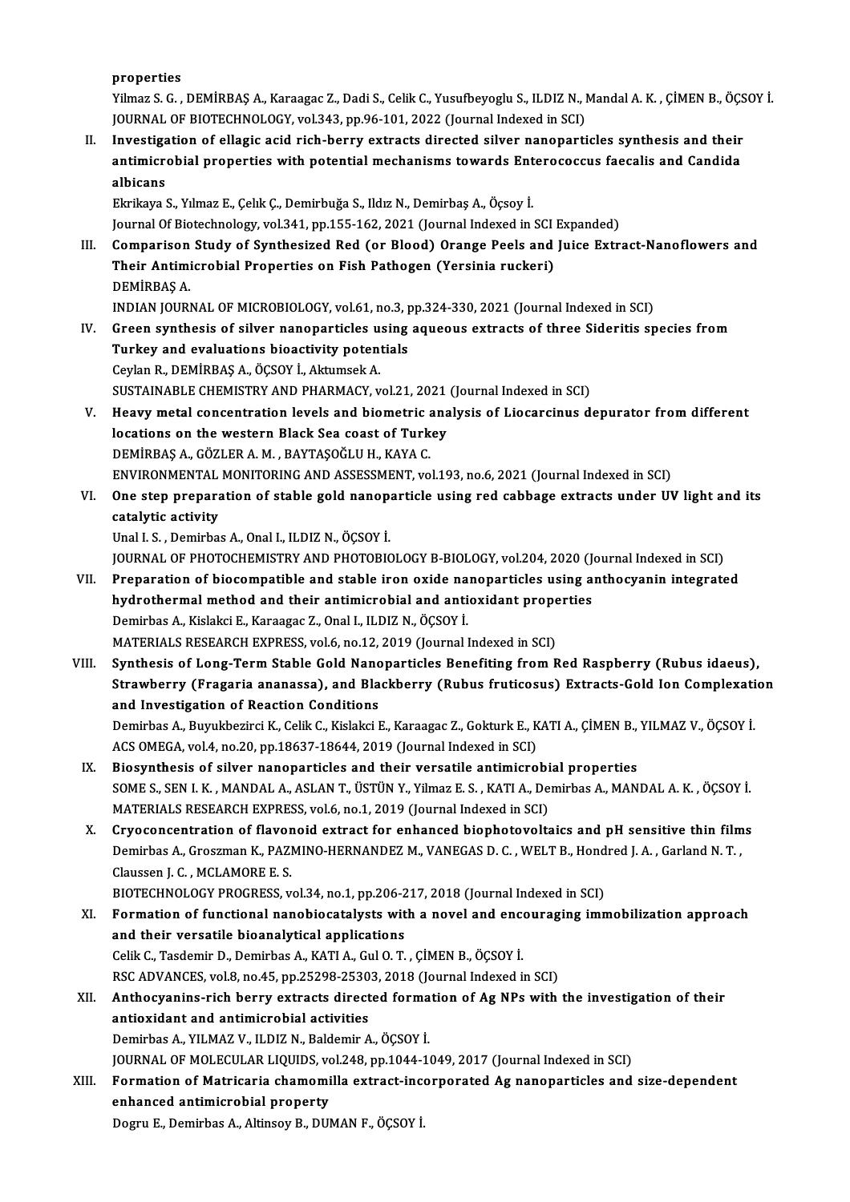properties
Yilmaz S. G. , DEMİRBAŞ A., Karaagac Z., Dadi S., Celik C., Yusufbeyoglu S., ILDIZ N., Mandal A. K. , ÇİMEN B., ÖÇSOY İ.
JOURNAL OF BIOTECHNOLOGY, vol.343, pp.96-101, 2022 (Journal Indexed in SCI)

II. **Investigation of ellagic acid rich-berry extracts directed silver nanoparticles synthesis and their antimicrobial properties with potential mechanisms towards Enterococcus faecalis and Candida albicans**
Ekrikaya S., Yılmaz E., Çelık Ç., Demirbuğa S., Ildız N., Demirbaş A., Öçsoy İ.
Journal Of Biotechnology, vol.341, pp.155-162, 2021 (Journal Indexed in SCI Expanded)

III. **Comparison Study of Synthesized Red (or Blood) Orange Peels and Juice Extract-Nanoflowers and Their Antimicrobial Properties on Fish Pathogen (Yersinia ruckeri)**
DEMİRBAŞ A.
INDIAN JOURNAL OF MICROBIOLOGY, vol.61, no.3, pp.324-330, 2021 (Journal Indexed in SCI)

IV. **Green synthesis of silver nanoparticles using aqueous extracts of three Sideritis species from Turkey and evaluations bioactivity potentials**
Ceylan R., DEMİRBAŞ A., ÖÇSOY İ., Aktumsek A.
SUSTAINABLE CHEMISTRY AND PHARMACY, vol.21, 2021 (Journal Indexed in SCI)

V. **Heavy metal concentration levels and biometric analysis of Liocarcinus depurator from different locations on the western Black Sea coast of Turkey**
DEMİRBAŞ A., GÖZLER A. M. , BAYTAŞOĞLU H., KAYA C.
ENVIRONMENTAL MONITORING AND ASSESSMENT, vol.193, no.6, 2021 (Journal Indexed in SCI)

VI. **One step preparation of stable gold nanoparticle using red cabbage extracts under UV light and its catalytic activity**
Unal I. S. , Demirbas A., Onal I., ILDIZ N., ÖÇSOY İ.
JOURNAL OF PHOTOCHEMISTRY AND PHOTOBIOLOGY B-BIOLOGY, vol.204, 2020 (Journal Indexed in SCI)

VII. **Preparation of biocompatible and stable iron oxide nanoparticles using anthocyanin integrated hydrothermal method and their antimicrobial and antioxidant properties**
Demirbas A., Kislakci E., Karaagac Z., Onal I., ILDIZ N., ÖÇSOY İ.
MATERIALS RESEARCH EXPRESS, vol.6, no.12, 2019 (Journal Indexed in SCI)

VIII. **Synthesis of Long-Term Stable Gold Nanoparticles Benefiting from Red Raspberry (Rubus idaeus), Strawberry (Fragaria ananassa), and Blackberry (Rubus fruticosus) Extracts-Gold Ion Complexation and Investigation of Reaction Conditions**
Demirbas A., Buyukbezirci K., Celik C., Kislakci E., Karaagac Z., Gokturk E., KATI A., ÇİMEN B., YILMAZ V., ÖÇSOY İ.
ACS OMEGA, vol.4, no.20, pp.18637-18644, 2019 (Journal Indexed in SCI)

IX. **Biosynthesis of silver nanoparticles and their versatile antimicrobial properties**
SOME S., SEN I. K. , MANDAL A., ASLAN T., ÜSTÜN Y., Yilmaz E. S. , KATI A., Demirbas A., MANDAL A. K. , ÖÇSOY İ.
MATERIALS RESEARCH EXPRESS, vol.6, no.1, 2019 (Journal Indexed in SCI)

X. **Cryoconcentration of flavonoid extract for enhanced biophotovoltaics and pH sensitive thin films**
Demirbas A., Groszman K., PAZMINO-HERNANDEZ M., VANEGAS D. C. , WELT B., Hondred J. A. , Garland N. T. , Claussen J. C. , MCLAMORE E. S.
BIOTECHNOLOGY PROGRESS, vol.34, no.1, pp.206-217, 2018 (Journal Indexed in SCI)

XI. **Formation of functional nanobiocatalysts with a novel and encouraging immobilization approach and their versatile bioanalytical applications**
Celik C., Tasdemir D., Demirbas A., KATI A., Gul O. T. , ÇİMEN B., ÖÇSOY İ.
RSC ADVANCES, vol.8, no.45, pp.25298-25303, 2018 (Journal Indexed in SCI)

XII. **Anthocyanins-rich berry extracts directed formation of Ag NPs with the investigation of their antioxidant and antimicrobial activities**
Demirbas A., YILMAZ V., ILDIZ N., Baldemir A., ÖÇSOY İ.
JOURNAL OF MOLECULAR LIQUIDS, vol.248, pp.1044-1049, 2017 (Journal Indexed in SCI)

XIII. **Formation of Matricaria chamomilla extract-incorporated Ag nanoparticles and size-dependent enhanced antimicrobial property**
Dogru E., Demirbas A., Altinsoy B., DUMAN F., ÖÇSOY İ.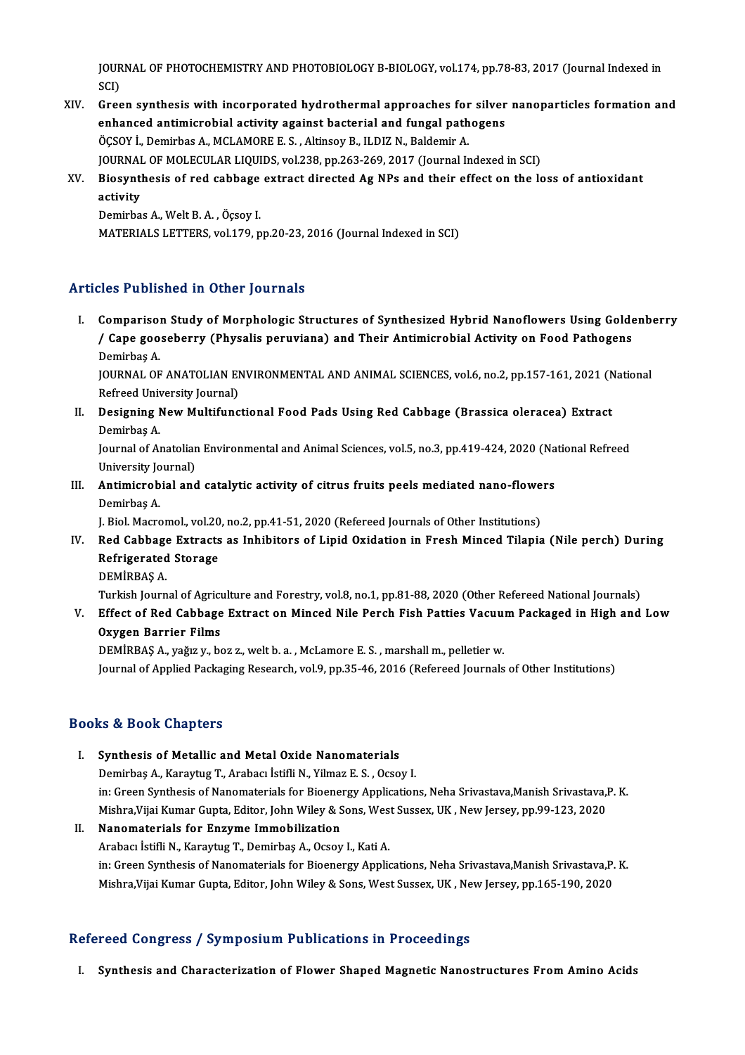JOURNAL OF PHOTOCHEMISTRY AND PHOTOBIOLOGY B-BIOLOGY, vol.174, pp.78-83, 2017 (Journal Indexed in SCI)

XIV. **Green synthesis with incorporated hydrothermal approaches for silver nanoparticles formation and enhanced antimicrobial activity against bacterial and fungal pathogens**
ÖÇSOY İ., Demirbas A., MCLAMORE E. S. , Altinsoy B., ILDIZ N., Baldemir A.
JOURNAL OF MOLECULAR LIQUIDS, vol.238, pp.263-269, 2017 (Journal Indexed in SCI)

XV. **Biosynthesis of red cabbage extract directed Ag NPs and their effect on the loss of antioxidant activity**
Demirbas A., Welt B. A. , Öçsoy I.
MATERIALS LETTERS, vol.179, pp.20-23, 2016 (Journal Indexed in SCI)

## Articles Published in Other Journals

I. **Comparison Study of Morphologic Structures of Synthesized Hybrid Nanoflowers Using Goldenberry / Cape gooseberry (Physalis peruviana) and Their Antimicrobial Activity on Food Pathogens**
Demirbaş A.
JOURNAL OF ANATOLIAN ENVIRONMENTAL AND ANIMAL SCIENCES, vol.6, no.2, pp.157-161, 2021 (National Refreed University Journal)

II. **Designing New Multifunctional Food Pads Using Red Cabbage (Brassica oleracea) Extract**
Demirbaş A.
Journal of Anatolian Environmental and Animal Sciences, vol.5, no.3, pp.419-424, 2020 (National Refreed University Journal)

III. **Antimicrobial and catalytic activity of citrus fruits peels mediated nano-flowers**
Demirbaş A.
J. Biol. Macromol., vol.20, no.2, pp.41-51, 2020 (Refereed Journals of Other Institutions)

IV. **Red Cabbage Extracts as Inhibitors of Lipid Oxidation in Fresh Minced Tilapia (Nile perch) During Refrigerated Storage**
DEMİRBAŞ A.
Turkish Journal of Agriculture and Forestry, vol.8, no.1, pp.81-88, 2020 (Other Refereed National Journals)

V. **Effect of Red Cabbage Extract on Minced Nile Perch Fish Patties Vacuum Packaged in High and Low Oxygen Barrier Films**
DEMİRBAŞ A., yağız y., boz z., welt b. a. , McLamore E. S. , marshall m., pelletier w.
Journal of Applied Packaging Research, vol.9, pp.35-46, 2016 (Refereed Journals of Other Institutions)

## Books & Book Chapters

I. **Synthesis of Metallic and Metal Oxide Nanomaterials**
Demirbaş A., Karaytug T., Arabacı İstifli N., Yilmaz E. S. , Ocsoy I.
in: Green Synthesis of Nanomaterials for Bioenergy Applications, Neha Srivastava,Manish Srivastava,P. K. Mishra,Vijai Kumar Gupta, Editor, John Wiley & Sons, West Sussex, UK , New Jersey, pp.99-123, 2020

II. **Nanomaterials for Enzyme Immobilization**
Arabacı İstifli N., Karaytug T., Demirbaş A., Ocsoy I., Kati A.
in: Green Synthesis of Nanomaterials for Bioenergy Applications, Neha Srivastava,Manish Srivastava,P. K. Mishra,Vijai Kumar Gupta, Editor, John Wiley & Sons, West Sussex, UK , New Jersey, pp.165-190, 2020

## Refereed Congress / Symposium Publications in Proceedings

I. **Synthesis and Characterization of Flower Shaped Magnetic Nanostructures From Amino Acids**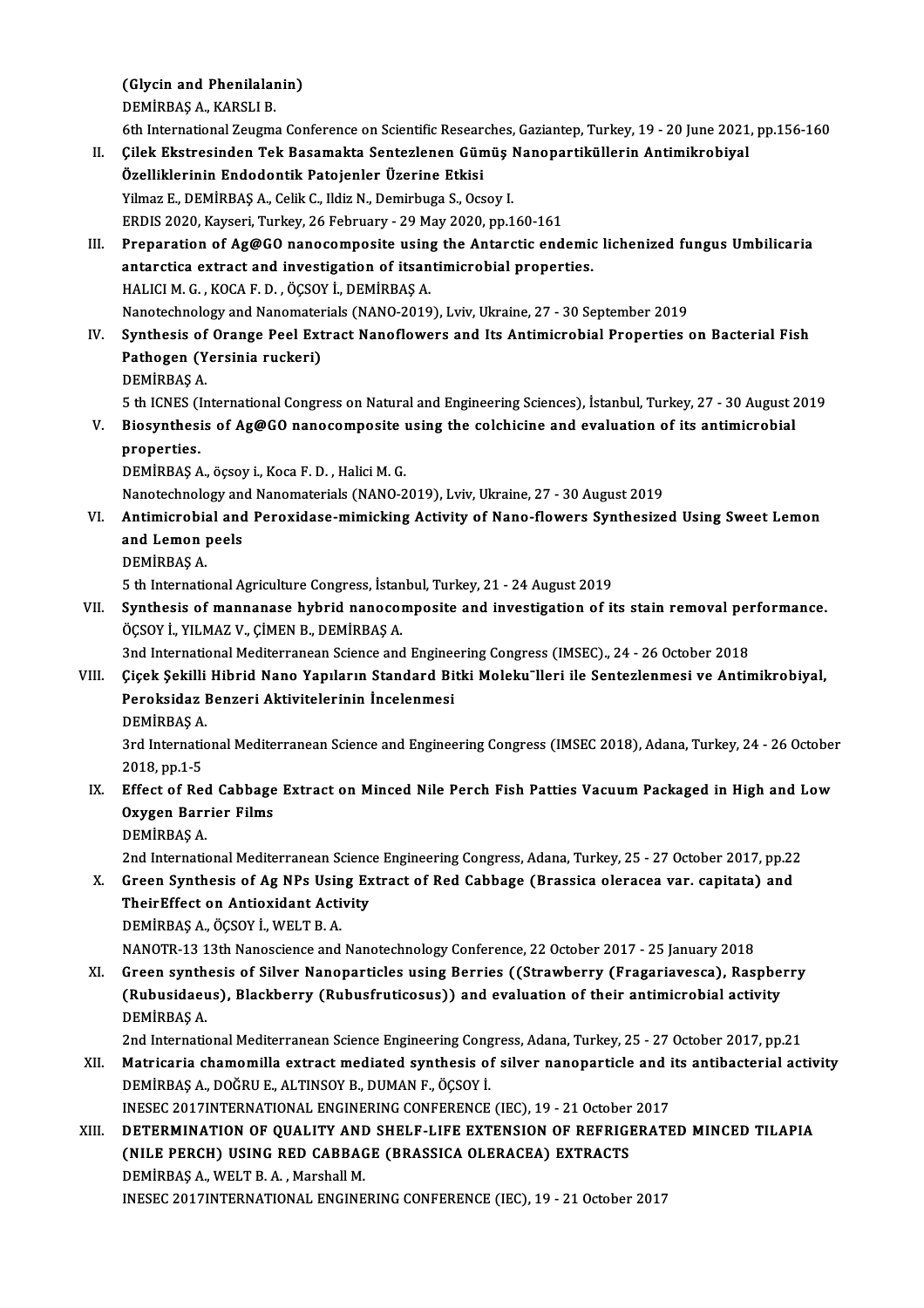(Glycin and Phenilalanin)
DEMİRBAŞ A., KARSLI B.
6th International Zeugma Conference on Scientific Researches, Gaziantep, Turkey, 19 - 20 June 2021, pp.156-160

II. **Çilek Ekstresinden Tek Basamakta Sentezlenen Gümüş Nanopartiküllerin Antimikrobiyal Özelliklerinin Endodontik Patojenler Üzerine Etkisi**
Yilmaz E., DEMİRBAŞ A., Celik C., Ildiz N., Demirbuga S., Ocsoy I.
ERDIS 2020, Kayseri, Turkey, 26 February - 29 May 2020, pp.160-161

III. **Preparation of Ag@GO nanocomposite using the Antarctic endemic lichenized fungus Umbilicaria antarctica extract and investigation of itsantimicrobial properties.**
HALICI M. G. , KOCA F. D. , ÖÇSOY İ., DEMİRBAŞ A.
Nanotechnology and Nanomaterials (NANO-2019), Lviv, Ukraine, 27 - 30 September 2019

IV. **Synthesis of Orange Peel Extract Nanoflowers and Its Antimicrobial Properties on Bacterial Fish Pathogen (Yersinia ruckeri)**
DEMİRBAŞ A.
5 th ICNES (International Congress on Natural and Engineering Sciences), İstanbul, Turkey, 27 - 30 August 2019

V. **Biosynthesis of Ag@GO nanocomposite using the colchicine and evaluation of its antimicrobial properties.**
DEMİRBAŞ A., öçsoy i., Koca F. D. , Halici M. G.
Nanotechnology and Nanomaterials (NANO-2019), Lviv, Ukraine, 27 - 30 August 2019

VI. **Antimicrobial and Peroxidase-mimicking Activity of Nano-flowers Synthesized Using Sweet Lemon and Lemon peels**
DEMİRBAŞ A.
5 th International Agriculture Congress, İstanbul, Turkey, 21 - 24 August 2019

VII. **Synthesis of mannanase hybrid nanocomposite and investigation of its stain removal performance.**
ÖÇSOY İ., YILMAZ V., ÇİMEN B., DEMİRBAŞ A.
3nd International Mediterranean Science and Engineering Congress (IMSEC)., 24 - 26 October 2018

VIII. **Çiçek Şekilli Hibrid Nano Yapıların Standard Bitki Moleku¨lleri ile Sentezlenmesi ve Antimikrobiyal, Peroksidaz Benzeri Aktivitelerinin İncelenmesi**
DEMİRBAŞ A.
3rd International Mediterranean Science and Engineering Congress (IMSEC 2018), Adana, Turkey, 24 - 26 October 2018, pp.1-5

IX. **Effect of Red Cabbage Extract on Minced Nile Perch Fish Patties Vacuum Packaged in High and Low Oxygen Barrier Films**
DEMİRBAŞ A.
2nd International Mediterranean Science Engineering Congress, Adana, Turkey, 25 - 27 October 2017, pp.22

X. **Green Synthesis of Ag NPs Using Extract of Red Cabbage (Brassica oleracea var. capitata) and TheirEffect on Antioxidant Activity**
DEMİRBAŞ A., ÖÇSOY İ., WELT B. A.
NANOTR-13 13th Nanoscience and Nanotechnology Conference, 22 October 2017 - 25 January 2018

XI. **Green synthesis of Silver Nanoparticles using Berries ((Strawberry (Fragariavesca), Raspberry (Rubusidaeus), Blackberry (Rubusfruticosus)) and evaluation of their antimicrobial activity**
DEMİRBAŞ A.
2nd International Mediterranean Science Engineering Congress, Adana, Turkey, 25 - 27 October 2017, pp.21

XII. **Matricaria chamomilla extract mediated synthesis of silver nanoparticle and its antibacterial activity**
DEMİRBAŞ A., DOĞRU E., ALTINSOY B., DUMAN F., ÖÇSOY İ.
INESEC 2017INTERNATIONAL ENGINERING CONFERENCE (IEC), 19 - 21 October 2017

XIII. **DETERMINATION OF QUALITY AND SHELF-LIFE EXTENSION OF REFRIGERATED MINCED TILAPIA (NILE PERCH) USING RED CABBAGE (BRASSICA OLERACEA) EXTRACTS**
DEMİRBAŞ A., WELT B. A. , Marshall M.
INESEC 2017INTERNATIONAL ENGINERING CONFERENCE (IEC), 19 - 21 October 2017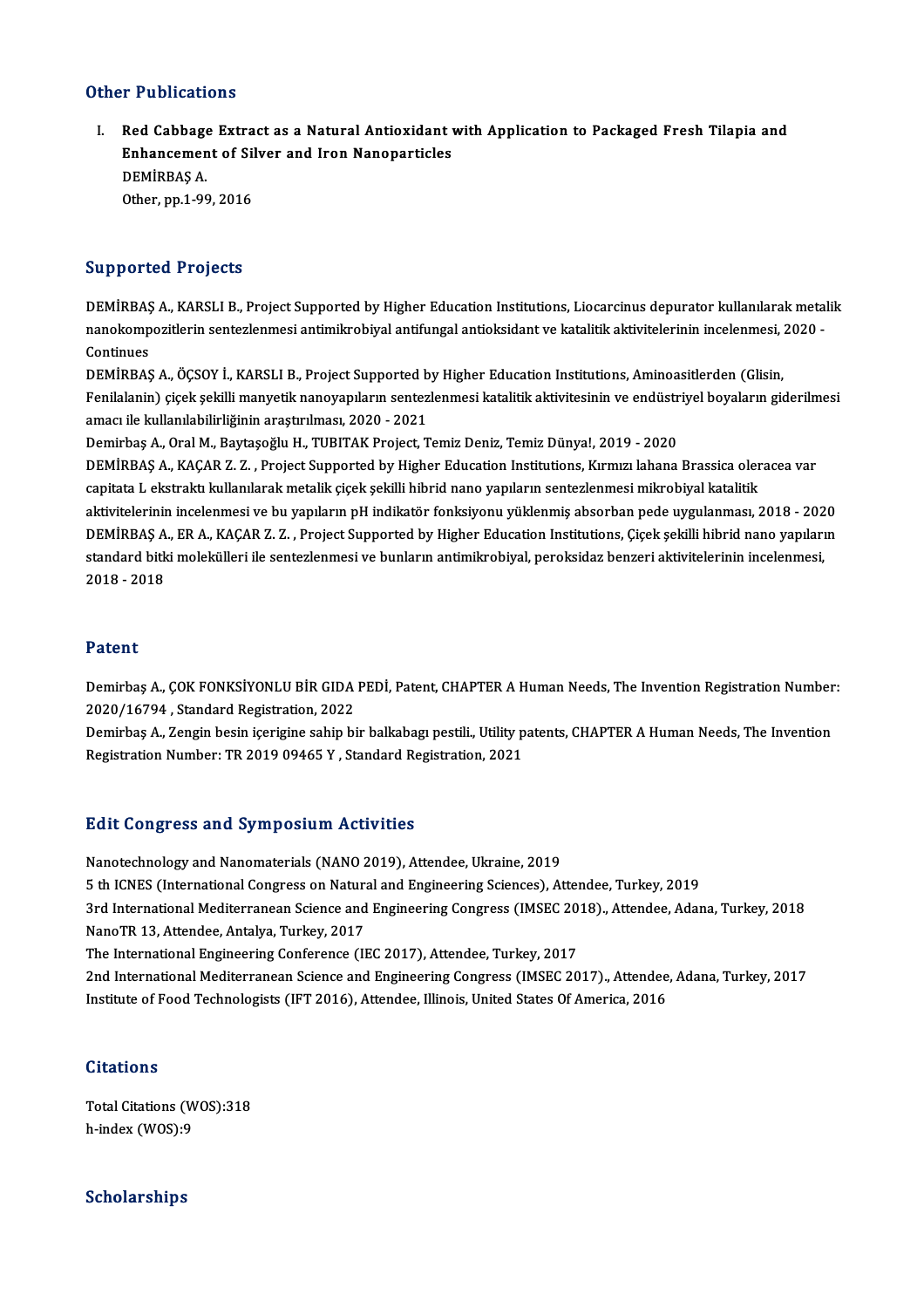## Other Publications

I. **Red Cabbage Extract as a Natural Antioxidant with Application to Packaged Fresh Tilapia and Enhancement of Silver and Iron Nanoparticles**
   DEMİRBAŞ A.
   Other, pp.1-99, 2016

## Supported Projects

DEMİRBAŞ A., KARSLI B., Project Supported by Higher Education Institutions, Liocarcinus depurator kullanılarak metalik nanokompozitlerin sentezlenmesi antimikrobiyal antifungal antioksidant ve katalitik aktivitelerinin incelenmesi, 2020 - Continues

DEMİRBAŞ A., ÖÇSOY İ., KARSLI B., Project Supported by Higher Education Institutions, Aminoasitlerden (Glisin, Fenilalanin) çiçek şekilli manyetik nanoyapıların sentezlenmesi katalitik aktivitesinin ve endüstriyel boyaların giderilmesi amacı ile kullanılabilirliğinin araştırılması, 2020 - 2021

Demirbaş A., Oral M., Baytaşoğlu H., TUBITAK Project, Temiz Deniz, Temiz Dünya!, 2019 - 2020

DEMİRBAŞ A., KAÇAR Z. Z. , Project Supported by Higher Education Institutions, Kırmızı lahana Brassica oleracea var capitata L ekstraktı kullanılarak metalik çiçek şekilli hibrid nano yapıların sentezlenmesi mikrobiyal katalitik aktivitelerinin incelenmesi ve bu yapıların pH indikatör fonksiyonu yüklenmiş absorban pede uygulanması, 2018 - 2020

DEMİRBAŞ A., ER A., KAÇAR Z. Z. , Project Supported by Higher Education Institutions, Çiçek şekilli hibrid nano yapıların standard bitki molekülleri ile sentezlenmesi ve bunların antimikrobiyal, peroksidaz benzeri aktivitelerinin incelenmesi, 2018 - 2018

## Patent

Demirbaş A., ÇOK FONKSİYONLU BİR GIDA PEDİ, Patent, CHAPTER A Human Needs, The Invention Registration Number: 2020/16794 , Standard Registration, 2022

Demirbaş A., Zengin besin içerigine sahip bir balkabagı pestili., Utility patents, CHAPTER A Human Needs, The Invention Registration Number: TR 2019 09465 Y , Standard Registration, 2021

## Edit Congress and Symposium Activities

Nanotechnology and Nanomaterials (NANO 2019), Attendee, Ukraine, 2019

5 th ICNES (International Congress on Natural and Engineering Sciences), Attendee, Turkey, 2019

3rd International Mediterranean Science and Engineering Congress (IMSEC 2018)., Attendee, Adana, Turkey, 2018

NanoTR 13, Attendee, Antalya, Turkey, 2017

The International Engineering Conference (IEC 2017), Attendee, Turkey, 2017

2nd International Mediterranean Science and Engineering Congress (IMSEC 2017)., Attendee, Adana, Turkey, 2017

Institute of Food Technologists (IFT 2016), Attendee, Illinois, United States Of America, 2016

## Citations

Total Citations (WOS):318
h-index (WOS):9

## Scholarships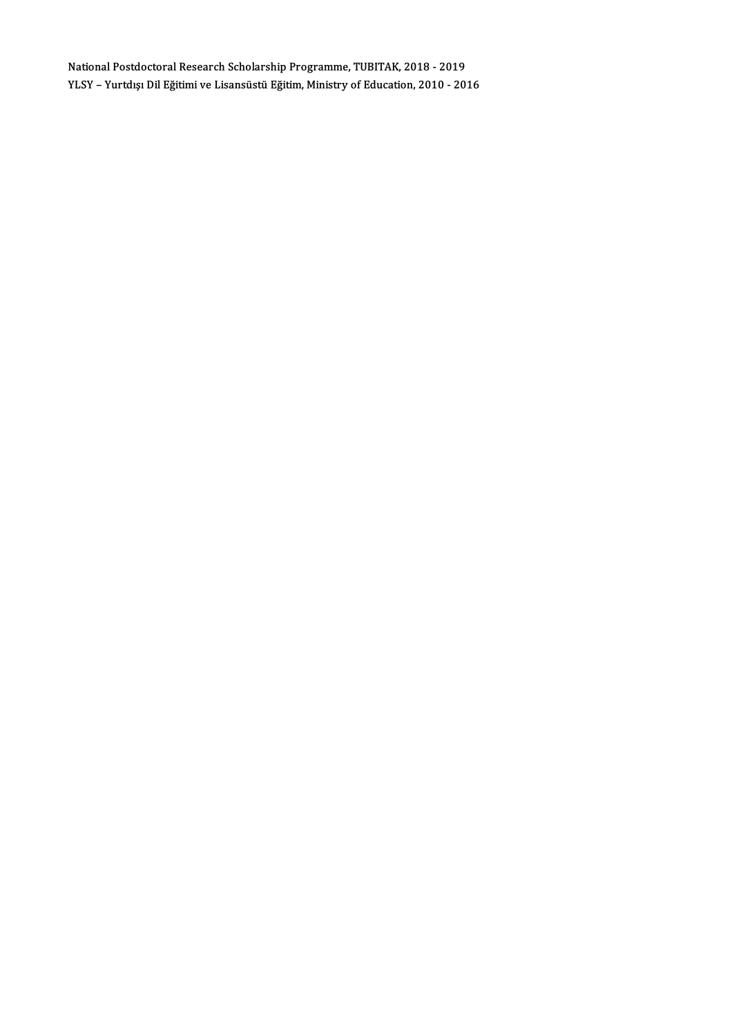National Postdoctoral Research Scholarship Programme, TUBITAK, 2018 - 2019

YLSY – Yurtdışı Dil Eğitimi ve Lisansüstü Eğitim, Ministry of Education, 2010 - 2016